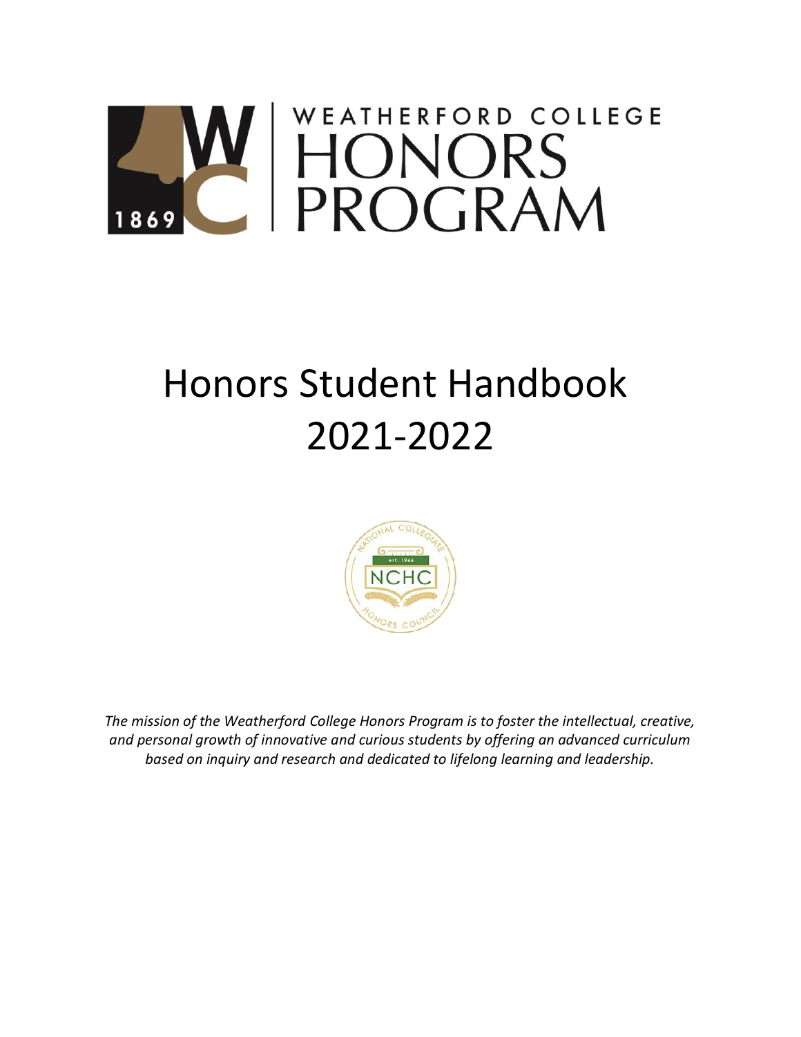WEATHERFORD COLLEGE

HONORS PROGRAM

# Honors Student Handbook 2021-2022

*The mission of the Weatherford College Honors Program is to foster the intellectual, creative, and personal growth of innovative and curious students by offering an advanced curriculum based on inquiry and research and dedicated to lifelong learning and leadership.*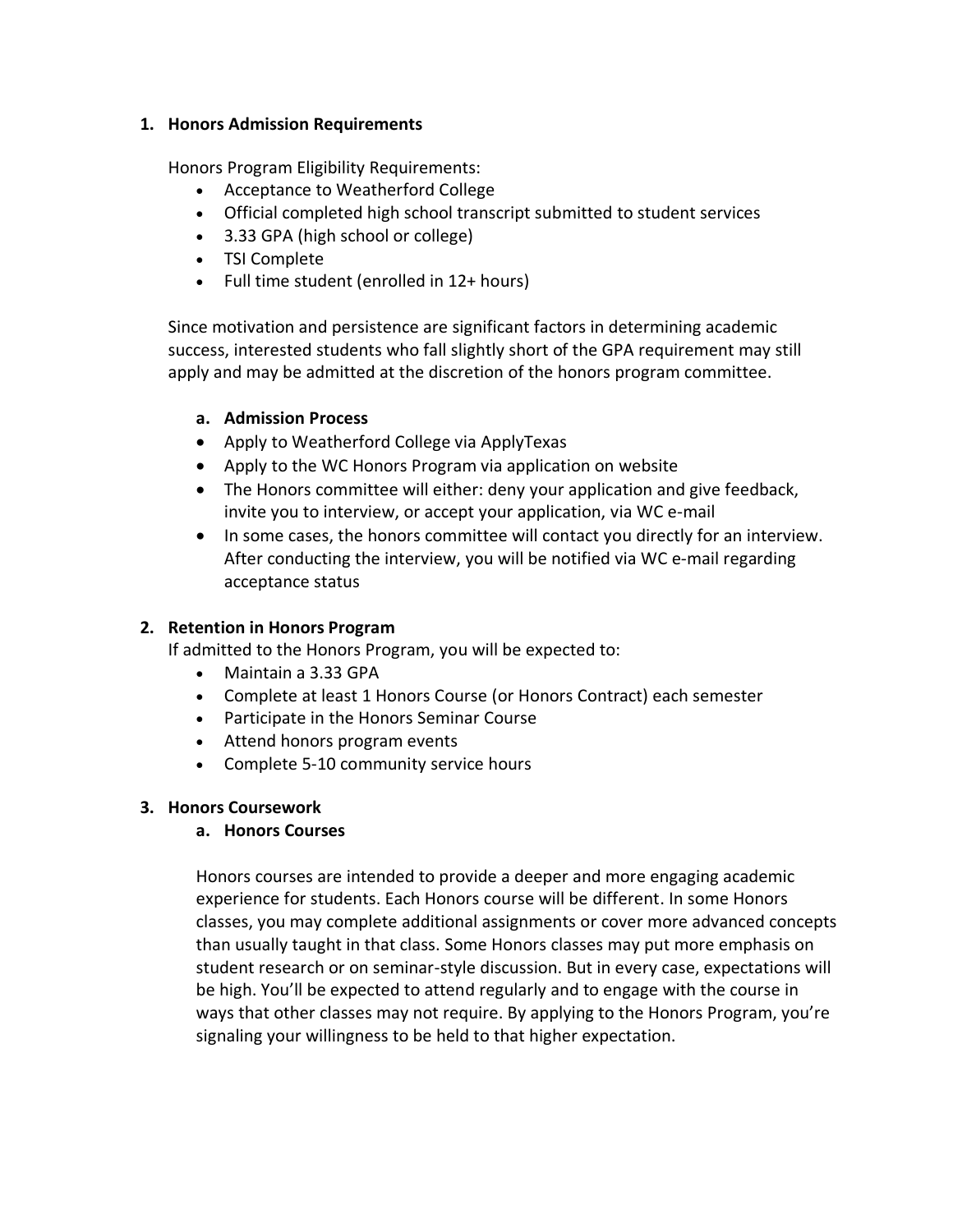## 1. Honors Admission Requirements

Honors Program Eligibility Requirements:

- Acceptance to Weatherford College
- Official completed high school transcript submitted to student services
- 3.33 GPA (high school or college)
- TSI Complete
- Full time student (enrolled in 12+ hours)

Since motivation and persistence are significant factors in determining academic success, interested students who fall slightly short of the GPA requirement may still apply and may be admitted at the discretion of the honors program committee.

### a. Admission Process

- Apply to Weatherford College via ApplyTexas
- Apply to the WC Honors Program via application on website
- The Honors committee will either: deny your application and give feedback, invite you to interview, or accept your application, via WC e-mail
- In some cases, the honors committee will contact you directly for an interview. After conducting the interview, you will be notified via WC e-mail regarding acceptance status

## 2. Retention in Honors Program

If admitted to the Honors Program, you will be expected to:

- Maintain a 3.33 GPA
- Complete at least 1 Honors Course (or Honors Contract) each semester
- Participate in the Honors Seminar Course
- Attend honors program events
- Complete 5-10 community service hours

## 3. Honors Coursework

### a. Honors Courses

Honors courses are intended to provide a deeper and more engaging academic experience for students. Each Honors course will be different. In some Honors classes, you may complete additional assignments or cover more advanced concepts than usually taught in that class. Some Honors classes may put more emphasis on student research or on seminar-style discussion. But in every case, expectations will be high. You'll be expected to attend regularly and to engage with the course in ways that other classes may not require. By applying to the Honors Program, you're signaling your willingness to be held to that higher expectation.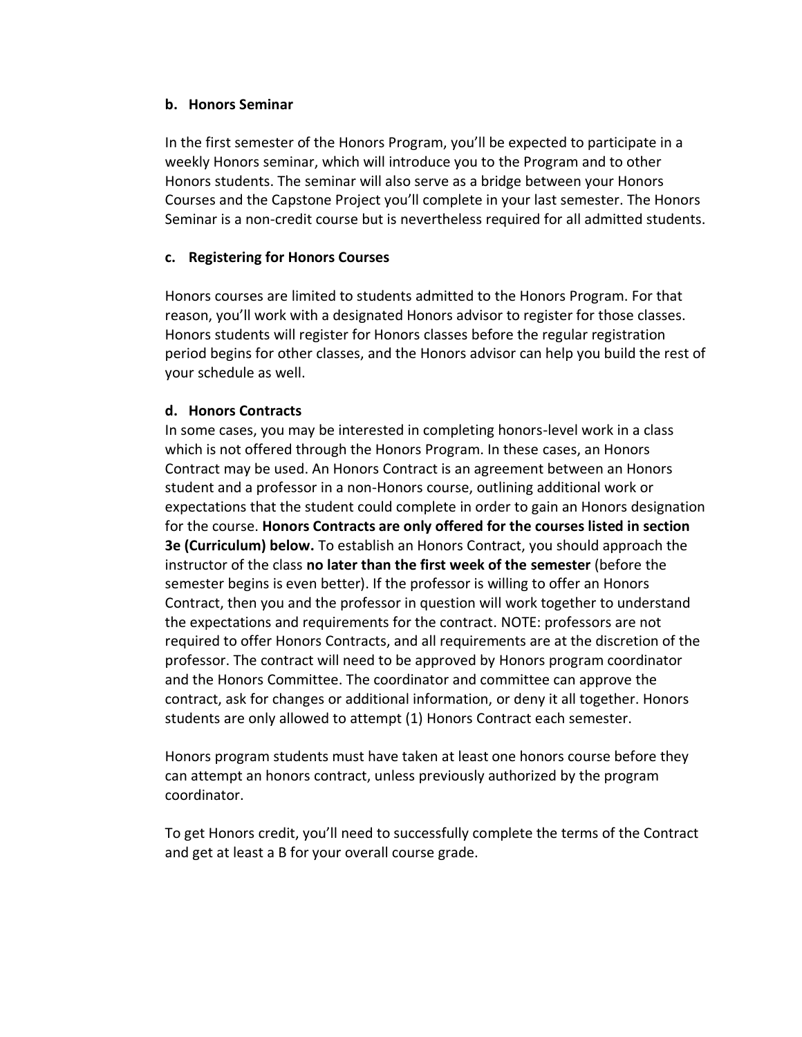### b. Honors Seminar

In the first semester of the Honors Program, you'll be expected to participate in a weekly Honors seminar, which will introduce you to the Program and to other Honors students. The seminar will also serve as a bridge between your Honors Courses and the Capstone Project you'll complete in your last semester. The Honors Seminar is a non-credit course but is nevertheless required for all admitted students.

### c. Registering for Honors Courses

Honors courses are limited to students admitted to the Honors Program. For that reason, you'll work with a designated Honors advisor to register for those classes. Honors students will register for Honors classes before the regular registration period begins for other classes, and the Honors advisor can help you build the rest of your schedule as well.

### d. Honors Contracts

In some cases, you may be interested in completing honors-level work in a class which is not offered through the Honors Program. In these cases, an Honors Contract may be used. An Honors Contract is an agreement between an Honors student and a professor in a non-Honors course, outlining additional work or expectations that the student could complete in order to gain an Honors designation for the course. **Honors Contracts are only offered for the courses listed in section 3e (Curriculum) below.** To establish an Honors Contract, you should approach the instructor of the class **no later than the first week of the semester** (before the semester begins is even better). If the professor is willing to offer an Honors Contract, then you and the professor in question will work together to understand the expectations and requirements for the contract. NOTE: professors are not required to offer Honors Contracts, and all requirements are at the discretion of the professor. The contract will need to be approved by Honors program coordinator and the Honors Committee. The coordinator and committee can approve the contract, ask for changes or additional information, or deny it all together. Honors students are only allowed to attempt (1) Honors Contract each semester.

Honors program students must have taken at least one honors course before they can attempt an honors contract, unless previously authorized by the program coordinator.

To get Honors credit, you'll need to successfully complete the terms of the Contract and get at least a B for your overall course grade.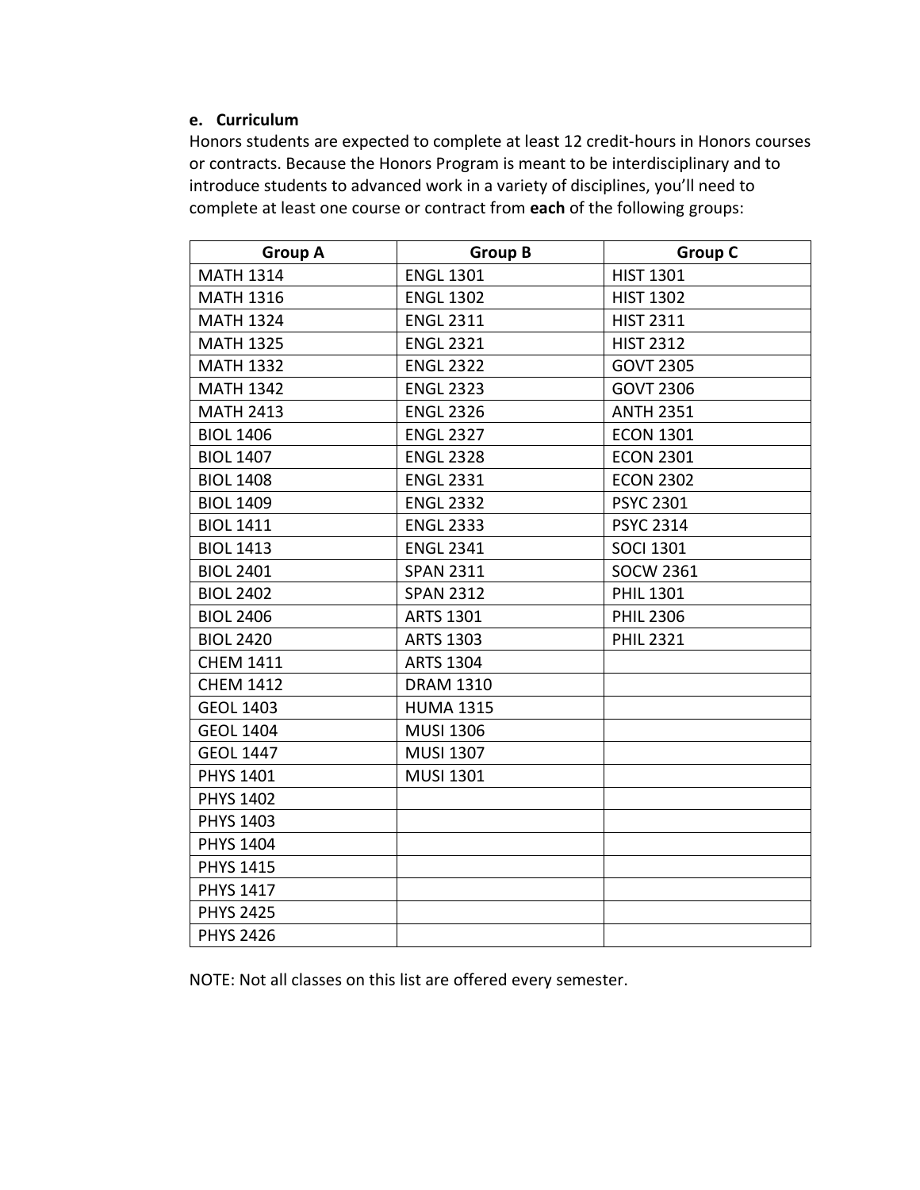### e. Curriculum

Honors students are expected to complete at least 12 credit-hours in Honors courses or contracts. Because the Honors Program is meant to be interdisciplinary and to introduce students to advanced work in a variety of disciplines, you'll need to complete at least one course or contract from **each** of the following groups:

| Group A | Group B | Group C |
|---|---|---|
| MATH 1314 | ENGL 1301 | HIST 1301 |
| MATH 1316 | ENGL 1302 | HIST 1302 |
| MATH 1324 | ENGL 2311 | HIST 2311 |
| MATH 1325 | ENGL 2321 | HIST 2312 |
| MATH 1332 | ENGL 2322 | GOVT 2305 |
| MATH 1342 | ENGL 2323 | GOVT 2306 |
| MATH 2413 | ENGL 2326 | ANTH 2351 |
| BIOL 1406 | ENGL 2327 | ECON 1301 |
| BIOL 1407 | ENGL 2328 | ECON 2301 |
| BIOL 1408 | ENGL 2331 | ECON 2302 |
| BIOL 1409 | ENGL 2332 | PSYC 2301 |
| BIOL 1411 | ENGL 2333 | PSYC 2314 |
| BIOL 1413 | ENGL 2341 | SOCI 1301 |
| BIOL 2401 | SPAN 2311 | SOCW 2361 |
| BIOL 2402 | SPAN 2312 | PHIL 1301 |
| BIOL 2406 | ARTS 1301 | PHIL 2306 |
| BIOL 2420 | ARTS 1303 | PHIL 2321 |
| CHEM 1411 | ARTS 1304 | |
| CHEM 1412 | DRAM 1310 | |
| GEOL 1403 | HUMA 1315 | |
| GEOL 1404 | MUSI 1306 | |
| GEOL 1447 | MUSI 1307 | |
| PHYS 1401 | MUSI 1301 | |
| PHYS 1402 | | |
| PHYS 1403 | | |
| PHYS 1404 | | |
| PHYS 1415 | | |
| PHYS 1417 | | |
| PHYS 2425 | | |
| PHYS 2426 | | |

NOTE: Not all classes on this list are offered every semester.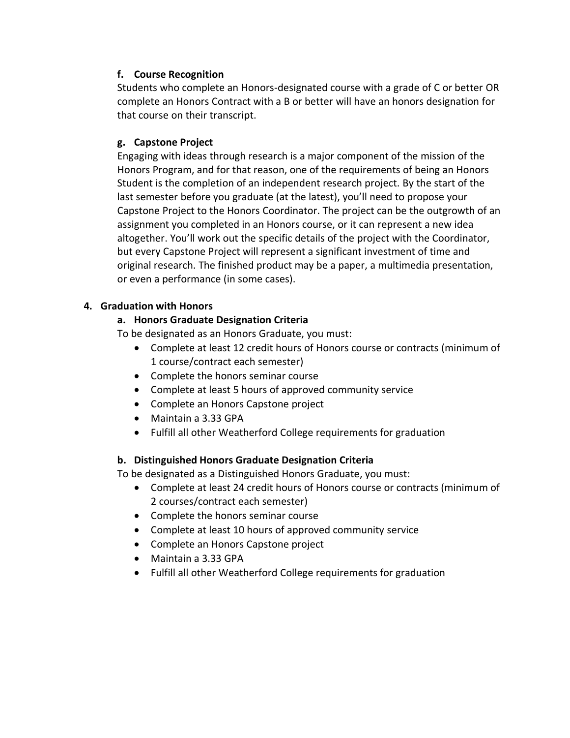### f. Course Recognition

Students who complete an Honors-designated course with a grade of C or better OR complete an Honors Contract with a B or better will have an honors designation for that course on their transcript.

### g. Capstone Project

Engaging with ideas through research is a major component of the mission of the Honors Program, and for that reason, one of the requirements of being an Honors Student is the completion of an independent research project. By the start of the last semester before you graduate (at the latest), you'll need to propose your Capstone Project to the Honors Coordinator. The project can be the outgrowth of an assignment you completed in an Honors course, or it can represent a new idea altogether. You'll work out the specific details of the project with the Coordinator, but every Capstone Project will represent a significant investment of time and original research. The finished product may be a paper, a multimedia presentation, or even a performance (in some cases).

## 4. Graduation with Honors

### a. Honors Graduate Designation Criteria

To be designated as an Honors Graduate, you must:

- Complete at least 12 credit hours of Honors course or contracts (minimum of 1 course/contract each semester)
- Complete the honors seminar course
- Complete at least 5 hours of approved community service
- Complete an Honors Capstone project
- Maintain a 3.33 GPA
- Fulfill all other Weatherford College requirements for graduation

### b. Distinguished Honors Graduate Designation Criteria

To be designated as a Distinguished Honors Graduate, you must:

- Complete at least 24 credit hours of Honors course or contracts (minimum of 2 courses/contract each semester)
- Complete the honors seminar course
- Complete at least 10 hours of approved community service
- Complete an Honors Capstone project
- Maintain a 3.33 GPA
- Fulfill all other Weatherford College requirements for graduation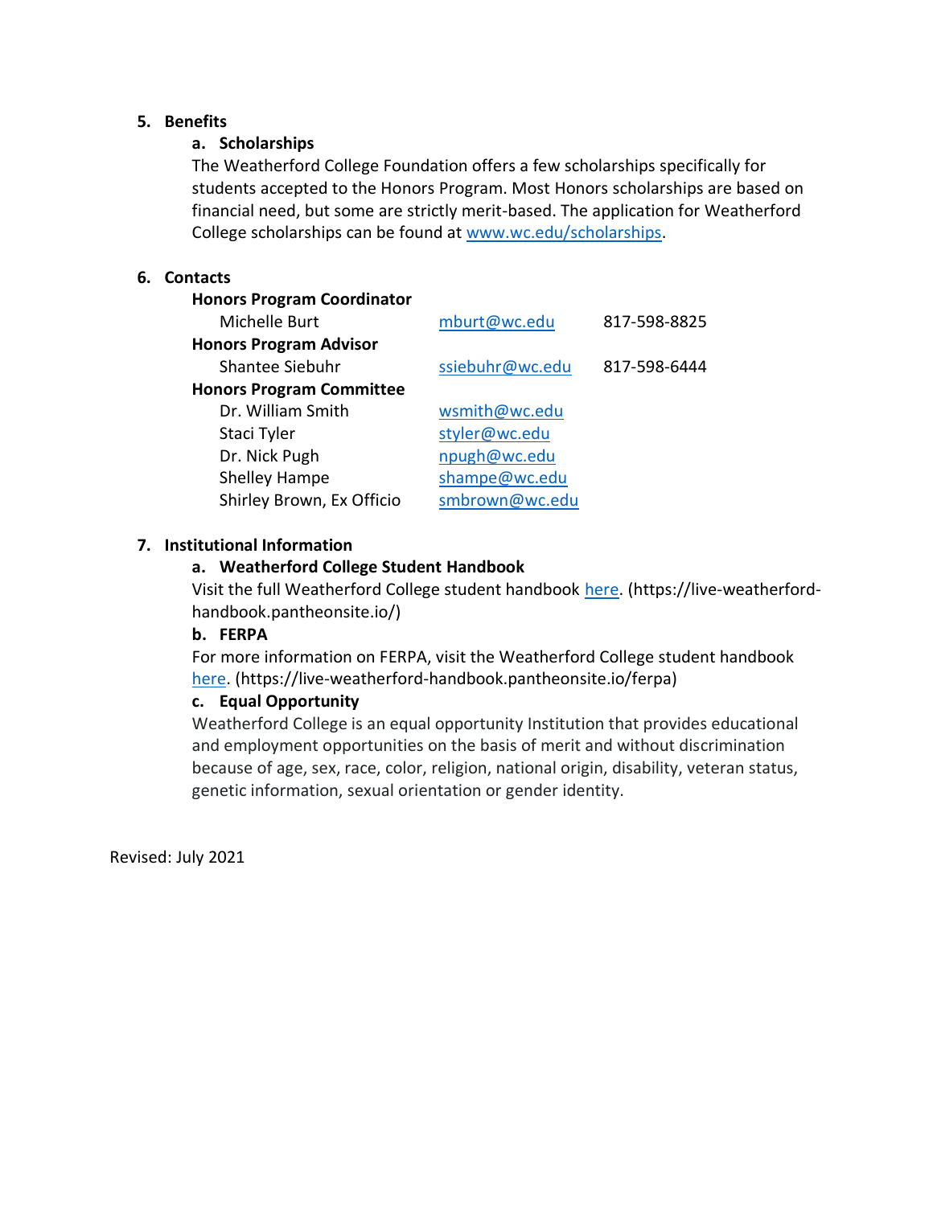5. **Benefits**
   a. **Scholarships**
   The Weatherford College Foundation offers a few scholarships specifically for students accepted to the Honors Program. Most Honors scholarships are based on financial need, but some are strictly merit-based. The application for Weatherford College scholarships can be found at [www.wc.edu/scholarships](www.wc.edu/scholarships).

6. **Contacts**

| | | |
|---|---|---|
| **Honors Program Coordinator** | | |
| Michelle Burt | mburt@wc.edu | 817-598-8825 |
| **Honors Program Advisor** | | |
| Shantee Siebuhr | ssiebuhr@wc.edu | 817-598-6444 |
| **Honors Program Committee** | | |
| Dr. William Smith | wsmith@wc.edu | |
| Staci Tyler | styler@wc.edu | |
| Dr. Nick Pugh | npugh@wc.edu | |
| Shelley Hampe | shampe@wc.edu | |
| Shirley Brown, Ex Officio | smbrown@wc.edu | |

7. **Institutional Information**
   a. **Weatherford College Student Handbook**
   Visit the full Weatherford College student handbook here. (https://live-weatherford-handbook.pantheonsite.io/)
   b. **FERPA**
   For more information on FERPA, visit the Weatherford College student handbook here. (https://live-weatherford-handbook.pantheonsite.io/ferpa)
   c. **Equal Opportunity**
   Weatherford College is an equal opportunity Institution that provides educational and employment opportunities on the basis of merit and without discrimination because of age, sex, race, color, religion, national origin, disability, veteran status, genetic information, sexual orientation or gender identity.

Revised: July 2021